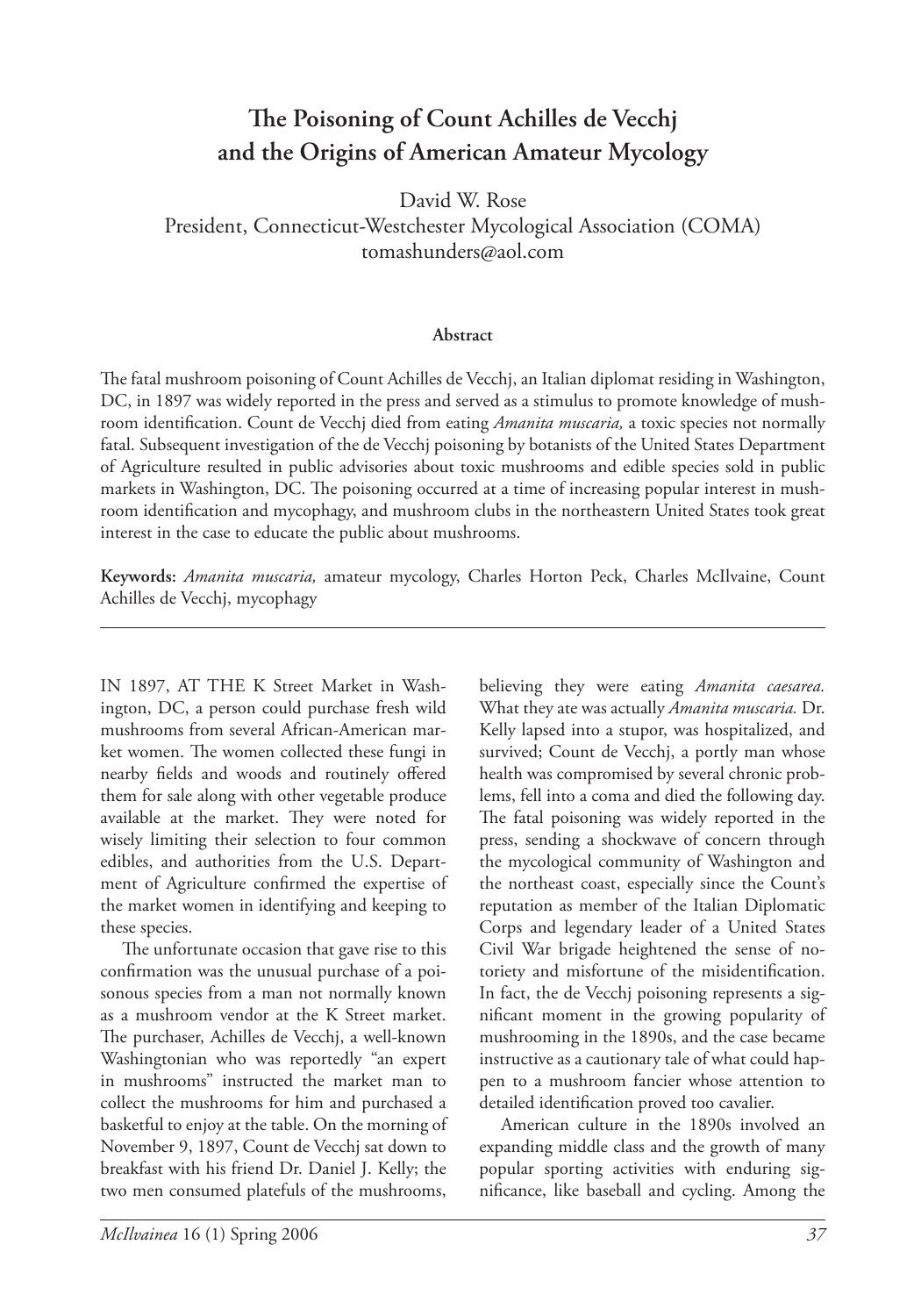# The Poisoning of Count Achilles de Vecchj and the Origins of American Amateur Mycology

David W. Rose
President, Connecticut-Westchester Mycological Association (COMA)
tomashunders@aol.com

### Abstract

The fatal mushroom poisoning of Count Achilles de Vecchj, an Italian diplomat residing in Washington, DC, in 1897 was widely reported in the press and served as a stimulus to promote knowledge of mushroom identification. Count de Vecchj died from eating *Amanita muscaria,* a toxic species not normally fatal. Subsequent investigation of the de Vecchj poisoning by botanists of the United States Department of Agriculture resulted in public advisories about toxic mushrooms and edible species sold in public markets in Washington, DC. The poisoning occurred at a time of increasing popular interest in mushroom identification and mycophagy, and mushroom clubs in the northeastern United States took great interest in the case to educate the public about mushrooms.

**Keywords:** *Amanita muscaria,* amateur mycology, Charles Horton Peck, Charles McIlvaine, Count Achilles de Vecchj, mycophagy

---

IN 1897, AT THE K Street Market in Washington, DC, a person could purchase fresh wild mushrooms from several African-American market women. The women collected these fungi in nearby fields and woods and routinely offered them for sale along with other vegetable produce available at the market. They were noted for wisely limiting their selection to four common edibles, and authorities from the U.S. Department of Agriculture confirmed the expertise of the market women in identifying and keeping to these species.

The unfortunate occasion that gave rise to this confirmation was the unusual purchase of a poisonous species from a man not normally known as a mushroom vendor at the K Street market. The purchaser, Achilles de Vecchj, a well-known Washingtonian who was reportedly "an expert in mushrooms" instructed the market man to collect the mushrooms for him and purchased a basketful to enjoy at the table. On the morning of November 9, 1897, Count de Vecchj sat down to breakfast with his friend Dr. Daniel J. Kelly; the two men consumed platefuls of the mushrooms, believing they were eating *Amanita caesarea.* What they ate was actually *Amanita muscaria.* Dr. Kelly lapsed into a stupor, was hospitalized, and survived; Count de Vecchj, a portly man whose health was compromised by several chronic problems, fell into a coma and died the following day. The fatal poisoning was widely reported in the press, sending a shockwave of concern through the mycological community of Washington and the northeast coast, especially since the Count's reputation as member of the Italian Diplomatic Corps and legendary leader of a United States Civil War brigade heightened the sense of notoriety and misfortune of the misidentification. In fact, the de Vecchj poisoning represents a significant moment in the growing popularity of mushrooming in the 1890s, and the case became instructive as a cautionary tale of what could happen to a mushroom fancier whose attention to detailed identification proved too cavalier.

American culture in the 1890s involved an expanding middle class and the growth of many popular sporting activities with enduring significance, like baseball and cycling. Among the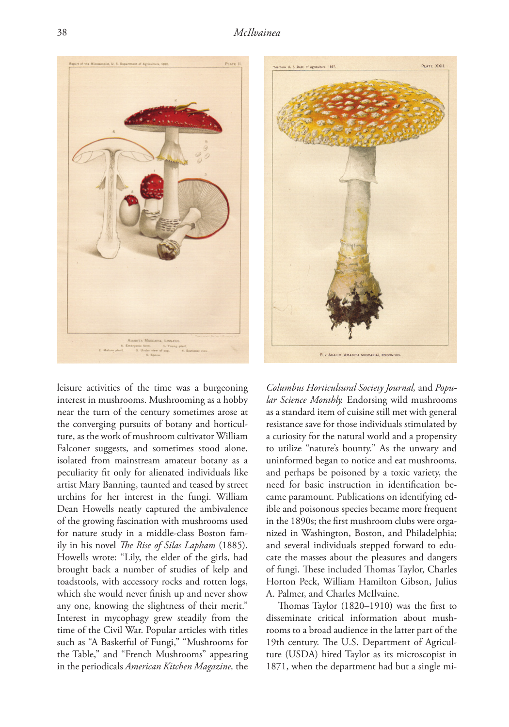leisure activities of the time was a burgeoning interest in mushrooms. Mushrooming as a hobby near the turn of the century sometimes arose at the converging pursuits of botany and horticulture, as the work of mushroom cultivator William Falconer suggests, and sometimes stood alone, isolated from mainstream amateur botany as a peculiarity fit only for alienated individuals like artist Mary Banning, taunted and teased by street urchins for her interest in the fungi. William Dean Howells neatly captured the ambivalence of the growing fascination with mushrooms used for nature study in a middle-class Boston family in his novel *The Rise of Silas Lapham* (1885). Howells wrote: "Lily, the elder of the girls, had brought back a number of studies of kelp and toadstools, with accessory rocks and rotten logs, which she would never finish up and never show any one, knowing the slightness of their merit." Interest in mycophagy grew steadily from the time of the Civil War. Popular articles with titles such as "A Basketful of Fungi," "Mushrooms for the Table," and "French Mushrooms" appearing in the periodicals *American Kitchen Magazine,* the *Columbus Horticultural Society Journal,* and *Popular Science Monthly.* Endorsing wild mushrooms as a standard item of cuisine still met with general resistance save for those individuals stimulated by a curiosity for the natural world and a propensity to utilize "nature's bounty." As the unwary and uninformed began to notice and eat mushrooms, and perhaps be poisoned by a toxic variety, the need for basic instruction in identification became paramount. Publications on identifying edible and poisonous species became more frequent in the 1890s; the first mushroom clubs were organized in Washington, Boston, and Philadelphia; and several individuals stepped forward to educate the masses about the pleasures and dangers of fungi. These included Thomas Taylor, Charles Horton Peck, William Hamilton Gibson, Julius A. Palmer, and Charles McIlvaine.

Thomas Taylor (1820–1910) was the first to disseminate critical information about mushrooms to a broad audience in the latter part of the 19th century. The U.S. Department of Agriculture (USDA) hired Taylor as its microscopist in 1871, when the department had but a single mi-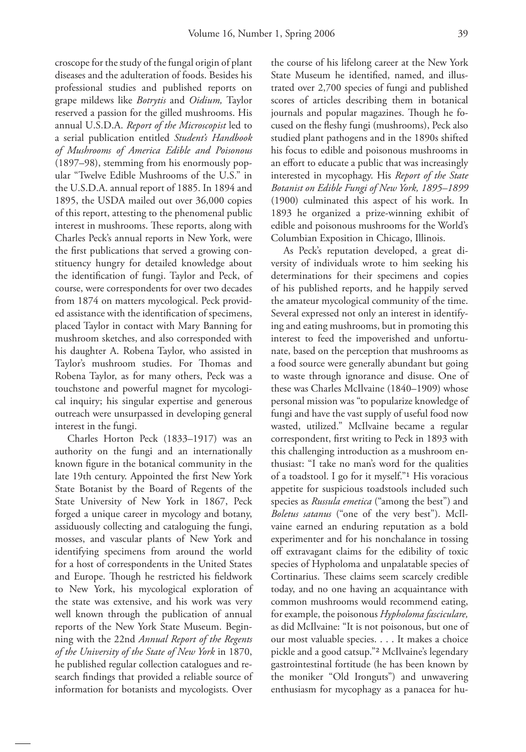croscope for the study of the fungal origin of plant diseases and the adulteration of foods. Besides his professional studies and published reports on grape mildews like *Botrytis* and *Oidium,* Taylor reserved a passion for the gilled mushrooms. His annual U.S.D.A. *Report of the Microscopist* led to a serial publication entitled *Student's Handbook of Mushrooms of America Edible and Poisonous* (1897–98), stemming from his enormously popular "Twelve Edible Mushrooms of the U.S." in the U.S.D.A. annual report of 1885. In 1894 and 1895, the USDA mailed out over 36,000 copies of this report, attesting to the phenomenal public interest in mushrooms. These reports, along with Charles Peck's annual reports in New York, were the first publications that served a growing constituency hungry for detailed knowledge about the identification of fungi. Taylor and Peck, of course, were correspondents for over two decades from 1874 on matters mycological. Peck provided assistance with the identification of specimens, placed Taylor in contact with Mary Banning for mushroom sketches, and also corresponded with his daughter A. Robena Taylor, who assisted in Taylor's mushroom studies. For Thomas and Robena Taylor, as for many others, Peck was a touchstone and powerful magnet for mycological inquiry; his singular expertise and generous outreach were unsurpassed in developing general interest in the fungi.

Charles Horton Peck (1833–1917) was an authority on the fungi and an internationally known figure in the botanical community in the late 19th century. Appointed the first New York State Botanist by the Board of Regents of the State University of New York in 1867, Peck forged a unique career in mycology and botany, assiduously collecting and cataloguing the fungi, mosses, and vascular plants of New York and identifying specimens from around the world for a host of correspondents in the United States and Europe. Though he restricted his fieldwork to New York, his mycological exploration of the state was extensive, and his work was very well known through the publication of annual reports of the New York State Museum. Beginning with the 22nd *Annual Report of the Regents of the University of the State of New York* in 1870, he published regular collection catalogues and research findings that provided a reliable source of information for botanists and mycologists. Over the course of his lifelong career at the New York State Museum he identified, named, and illustrated over 2,700 species of fungi and published scores of articles describing them in botanical journals and popular magazines. Though he focused on the fleshy fungi (mushrooms), Peck also studied plant pathogens and in the 1890s shifted his focus to edible and poisonous mushrooms in an effort to educate a public that was increasingly interested in mycophagy. His *Report of the State Botanist on Edible Fungi of New York, 1895–1899* (1900) culminated this aspect of his work. In 1893 he organized a prize-winning exhibit of edible and poisonous mushrooms for the World's Columbian Exposition in Chicago, Illinois.

As Peck's reputation developed, a great diversity of individuals wrote to him seeking his determinations for their specimens and copies of his published reports, and he happily served the amateur mycological community of the time. Several expressed not only an interest in identifying and eating mushrooms, but in promoting this interest to feed the impoverished and unfortunate, based on the perception that mushrooms as a food source were generally abundant but going to waste through ignorance and disuse. One of these was Charles McIlvaine (1840–1909) whose personal mission was "to popularize knowledge of fungi and have the vast supply of useful food now wasted, utilized." McIlvaine became a regular correspondent, first writing to Peck in 1893 with this challenging introduction as a mushroom enthusiast: "I take no man's word for the qualities of a toadstool. I go for it myself."[1] His voracious appetite for suspicious toadstools included such species as *Russula emetica* ("among the best") and *Boletus satanus* ("one of the very best"). McIlvaine earned an enduring reputation as a bold experimenter and for his nonchalance in tossing off extravagant claims for the edibility of toxic species of Hypholoma and unpalatable species of Cortinarius. These claims seem scarcely credible today, and no one having an acquaintance with common mushrooms would recommend eating, for example, the poisonous *Hypholoma fasciculare,* as did McIlvaine: "It is not poisonous, but one of our most valuable species. . . . It makes a choice pickle and a good catsup."[2] McIlvaine's legendary gastrointestinal fortitude (he has been known by the moniker "Old Ironguts") and unwavering enthusiasm for mycophagy as a panacea for hu-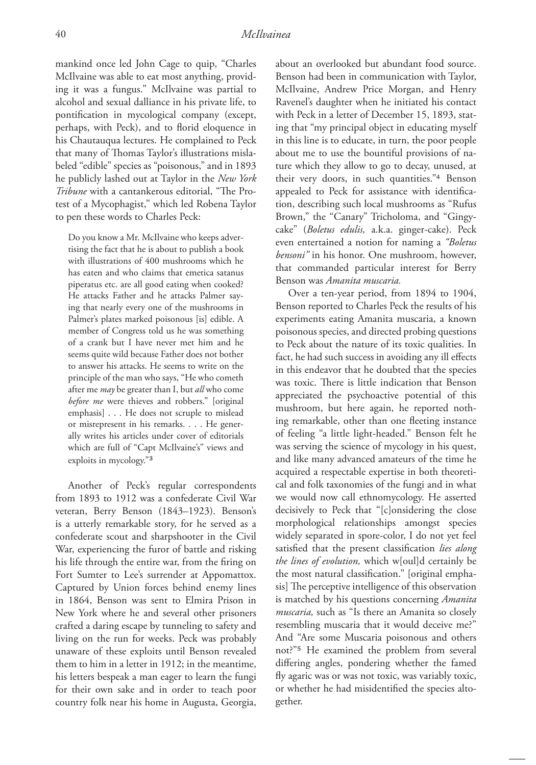mankind once led John Cage to quip, "Charles McIlvaine was able to eat most anything, providing it was a fungus." McIlvaine was partial to alcohol and sexual dalliance in his private life, to pontification in mycological company (except, perhaps, with Peck), and to florid eloquence in his Chautauqua lectures. He complained to Peck that many of Thomas Taylor's illustrations mislabeled "edible" species as "poisonous," and in 1893 he publicly lashed out at Taylor in the *New York Tribune* with a cantankerous editorial, "The Protest of a Mycophagist," which led Robena Taylor to pen these words to Charles Peck:

> Do you know a Mr. McIlvaine who keeps advertising the fact that he is about to publish a book with illustrations of 400 mushrooms which he has eaten and who claims that emetica satanus piperatus etc. are all good eating when cooked? He attacks Father and he attacks Palmer saying that nearly every one of the mushrooms in Palmer's plates marked poisonous [is] edible. A member of Congress told us he was something of a crank but I have never met him and he seems quite wild because Father does not bother to answer his attacks. He seems to write on the principle of the man who says, "He who cometh after me *may* be greater than I, but *all* who come *before me* were thieves and robbers." [original emphasis] . . . He does not scruple to mislead or misrepresent in his remarks. . . . He generally writes his articles under cover of editorials which are full of "Capt McIlvaine's" views and exploits in mycology."[3]

Another of Peck's regular correspondents from 1893 to 1912 was a confederate Civil War veteran, Berry Benson (1843–1923). Benson's is a utterly remarkable story, for he served as a confederate scout and sharpshooter in the Civil War, experiencing the furor of battle and risking his life through the entire war, from the firing on Fort Sumter to Lee's surrender at Appomattox. Captured by Union forces behind enemy lines in 1864, Benson was sent to Elmira Prison in New York where he and several other prisoners crafted a daring escape by tunneling to safety and living on the run for weeks. Peck was probably unaware of these exploits until Benson revealed them to him in a letter in 1912; in the meantime, his letters bespeak a man eager to learn the fungi for their own sake and in order to teach poor country folk near his home in Augusta, Georgia, about an overlooked but abundant food source. Benson had been in communication with Taylor, McIlvaine, Andrew Price Morgan, and Henry Ravenel's daughter when he initiated his contact with Peck in a letter of December 15, 1893, stating that "my principal object in educating myself in this line is to educate, in turn, the poor people about me to use the bountiful provisions of nature which they allow to go to decay, unused, at their very doors, in such quantities."[4] Benson appealed to Peck for assistance with identification, describing such local mushrooms as "Rufus Brown," the "Canary" Tricholoma, and "Gingycake" (*Boletus edulis,* a.k.a. ginger-cake). Peck even entertained a notion for naming a *"Boletus bensoni"* in his honor. One mushroom, however, that commanded particular interest for Berry Benson was *Amanita muscaria.*

Over a ten-year period, from 1894 to 1904, Benson reported to Charles Peck the results of his experiments eating Amanita muscaria, a known poisonous species, and directed probing questions to Peck about the nature of its toxic qualities. In fact, he had such success in avoiding any ill effects in this endeavor that he doubted that the species was toxic. There is little indication that Benson appreciated the psychoactive potential of this mushroom, but here again, he reported nothing remarkable, other than one fleeting instance of feeling "a little light-headed." Benson felt he was serving the science of mycology in his quest, and like many advanced amateurs of the time he acquired a respectable expertise in both theoretical and folk taxonomies of the fungi and in what we would now call ethnomycology. He asserted decisively to Peck that "[c]onsidering the close morphological relationships amongst species widely separated in spore-color, I do not yet feel satisfied that the present classification *lies along the lines of evolution,* which w[oul]d certainly be the most natural classification." [original emphasis] The perceptive intelligence of this observation is matched by his questions concerning *Amanita muscaria,* such as "Is there an Amanita so closely resembling muscaria that it would deceive me?" And "Are some Muscaria poisonous and others not?"[5] He examined the problem from several differing angles, pondering whether the famed fly agaric was or was not toxic, was variably toxic, or whether he had misidentified the species altogether.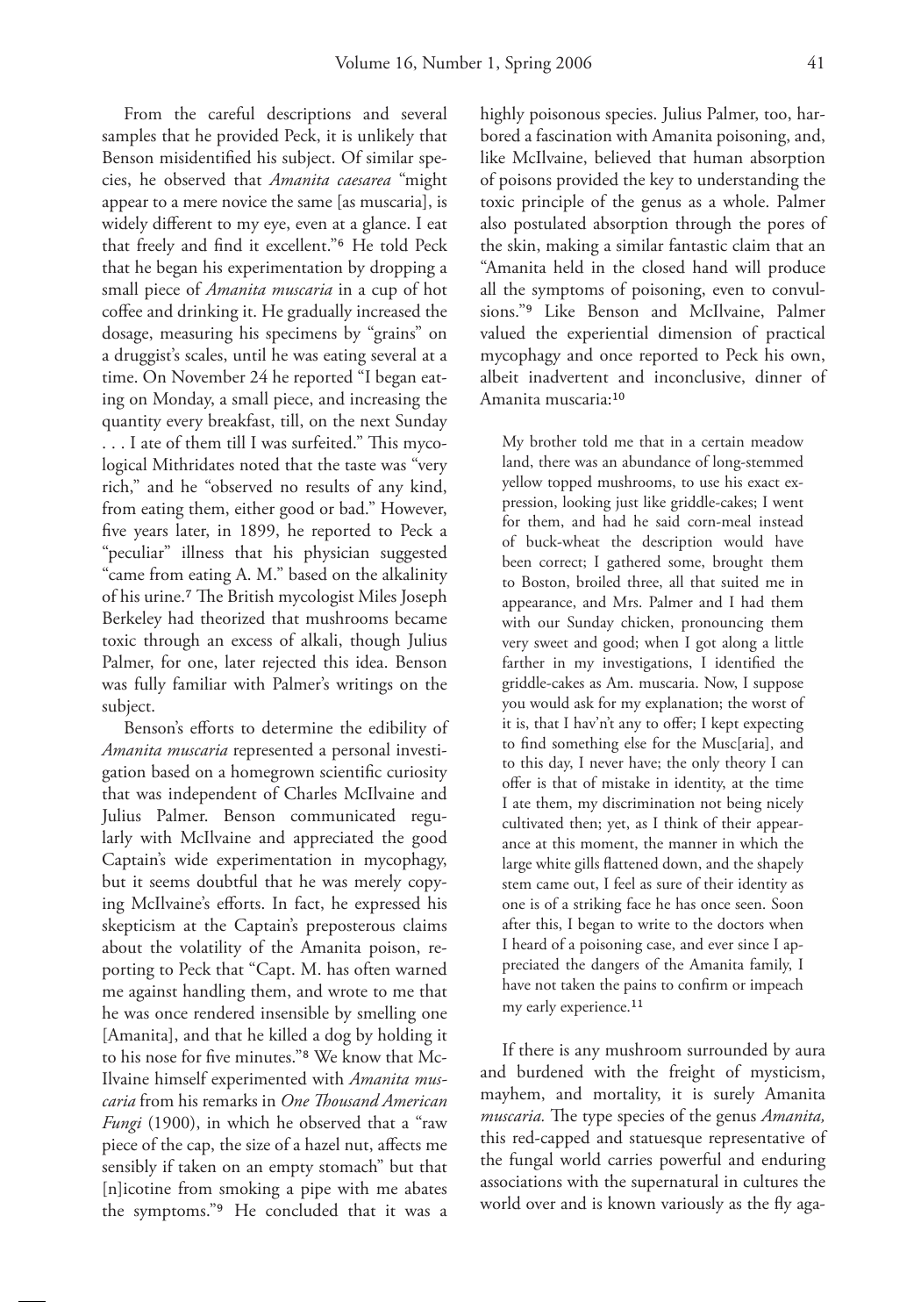From the careful descriptions and several samples that he provided Peck, it is unlikely that Benson misidentified his subject. Of similar species, he observed that *Amanita caesarea* "might appear to a mere novice the same [as muscaria], is widely different to my eye, even at a glance. I eat that freely and find it excellent."[6] He told Peck that he began his experimentation by dropping a small piece of *Amanita muscaria* in a cup of hot coffee and drinking it. He gradually increased the dosage, measuring his specimens by "grains" on a druggist's scales, until he was eating several at a time. On November 24 he reported "I began eating on Monday, a small piece, and increasing the quantity every breakfast, till, on the next Sunday . . . I ate of them till I was surfeited." This mycological Mithridates noted that the taste was "very rich," and he "observed no results of any kind, from eating them, either good or bad." However, five years later, in 1899, he reported to Peck a "peculiar" illness that his physician suggested "came from eating A. M." based on the alkalinity of his urine.[7] The British mycologist Miles Joseph Berkeley had theorized that mushrooms became toxic through an excess of alkali, though Julius Palmer, for one, later rejected this idea. Benson was fully familiar with Palmer's writings on the subject.

Benson's efforts to determine the edibility of *Amanita muscaria* represented a personal investigation based on a homegrown scientific curiosity that was independent of Charles McIlvaine and Julius Palmer. Benson communicated regularly with McIlvaine and appreciated the good Captain's wide experimentation in mycophagy, but it seems doubtful that he was merely copying McIlvaine's efforts. In fact, he expressed his skepticism at the Captain's preposterous claims about the volatility of the Amanita poison, reporting to Peck that "Capt. M. has often warned me against handling them, and wrote to me that he was once rendered insensible by smelling one [Amanita], and that he killed a dog by holding it to his nose for five minutes."[8] We know that McIlvaine himself experimented with *Amanita muscaria* from his remarks in *One Thousand American Fungi* (1900), in which he observed that a "raw piece of the cap, the size of a hazel nut, affects me sensibly if taken on an empty stomach" but that [n]icotine from smoking a pipe with me abates the symptoms."[9] He concluded that it was a highly poisonous species. Julius Palmer, too, harbored a fascination with Amanita poisoning, and, like McIlvaine, believed that human absorption of poisons provided the key to understanding the toxic principle of the genus as a whole. Palmer also postulated absorption through the pores of the skin, making a similar fantastic claim that an "Amanita held in the closed hand will produce all the symptoms of poisoning, even to convulsions."[9] Like Benson and McIlvaine, Palmer valued the experiential dimension of practical mycophagy and once reported to Peck his own, albeit inadvertent and inconclusive, dinner of Amanita muscaria:[10]

> My brother told me that in a certain meadow land, there was an abundance of long-stemmed yellow topped mushrooms, to use his exact expression, looking just like griddle-cakes; I went for them, and had he said corn-meal instead of buck-wheat the description would have been correct; I gathered some, brought them to Boston, broiled three, all that suited me in appearance, and Mrs. Palmer and I had them with our Sunday chicken, pronouncing them very sweet and good; when I got along a little farther in my investigations, I identified the griddle-cakes as Am. muscaria. Now, I suppose you would ask for my explanation; the worst of it is, that I hav'n't any to offer; I kept expecting to find something else for the Musc[aria], and to this day, I never have; the only theory I can offer is that of mistake in identity, at the time I ate them, my discrimination not being nicely cultivated then; yet, as I think of their appearance at this moment, the manner in which the large white gills flattened down, and the shapely stem came out, I feel as sure of their identity as one is of a striking face he has once seen. Soon after this, I began to write to the doctors when I heard of a poisoning case, and ever since I appreciated the dangers of the Amanita family, I have not taken the pains to confirm or impeach my early experience.[11]

If there is any mushroom surrounded by aura and burdened with the freight of mysticism, mayhem, and mortality, it is surely Amanita *muscaria.* The type species of the genus *Amanita,* this red-capped and statuesque representative of the fungal world carries powerful and enduring associations with the supernatural in cultures the world over and is known variously as the fly aga-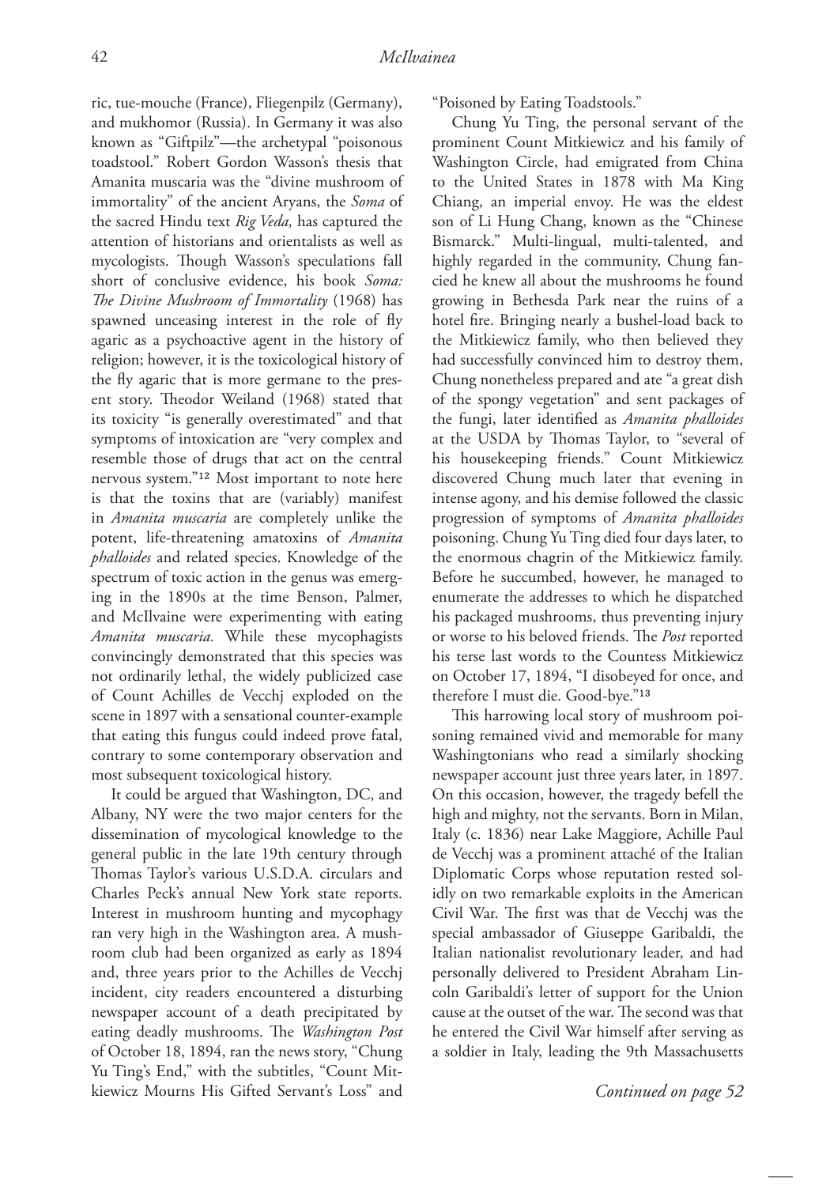ric, tue-mouche (France), Fliegenpilz (Germany), and mukhomor (Russia). In Germany it was also known as "Giftpilz"—the archetypal "poisonous toadstool." Robert Gordon Wasson's thesis that Amanita muscaria was the "divine mushroom of immortality" of the ancient Aryans, the *Soma* of the sacred Hindu text *Rig Veda,* has captured the attention of historians and orientalists as well as mycologists. Though Wasson's speculations fall short of conclusive evidence, his book *Soma: The Divine Mushroom of Immortality* (1968) has spawned unceasing interest in the role of fly agaric as a psychoactive agent in the history of religion; however, it is the toxicological history of the fly agaric that is more germane to the present story. Theodor Weiland (1968) stated that its toxicity "is generally overestimated" and that symptoms of intoxication are "very complex and resemble those of drugs that act on the central nervous system."[12] Most important to note here is that the toxins that are (variably) manifest in *Amanita muscaria* are completely unlike the potent, life-threatening amatoxins of *Amanita phalloides* and related species. Knowledge of the spectrum of toxic action in the genus was emerging in the 1890s at the time Benson, Palmer, and McIlvaine were experimenting with eating *Amanita muscaria.* While these mycophagists convincingly demonstrated that this species was not ordinarily lethal, the widely publicized case of Count Achilles de Vecchj exploded on the scene in 1897 with a sensational counter-example that eating this fungus could indeed prove fatal, contrary to some contemporary observation and most subsequent toxicological history.

It could be argued that Washington, DC, and Albany, NY were the two major centers for the dissemination of mycological knowledge to the general public in the late 19th century through Thomas Taylor's various U.S.D.A. circulars and Charles Peck's annual New York state reports. Interest in mushroom hunting and mycophagy ran very high in the Washington area. A mushroom club had been organized as early as 1894 and, three years prior to the Achilles de Vecchj incident, city readers encountered a disturbing newspaper account of a death precipitated by eating deadly mushrooms. The *Washington Post* of October 18, 1894, ran the news story, "Chung Yu Ting's End," with the subtitles, "Count Mitkiewicz Mourns His Gifted Servant's Loss" and "Poisoned by Eating Toadstools."

Chung Yu Ting, the personal servant of the prominent Count Mitkiewicz and his family of Washington Circle, had emigrated from China to the United States in 1878 with Ma King Chiang, an imperial envoy. He was the eldest son of Li Hung Chang, known as the "Chinese Bismarck." Multi-lingual, multi-talented, and highly regarded in the community, Chung fancied he knew all about the mushrooms he found growing in Bethesda Park near the ruins of a hotel fire. Bringing nearly a bushel-load back to the Mitkiewicz family, who then believed they had successfully convinced him to destroy them, Chung nonetheless prepared and ate "a great dish of the spongy vegetation" and sent packages of the fungi, later identified as *Amanita phalloides* at the USDA by Thomas Taylor, to "several of his housekeeping friends." Count Mitkiewicz discovered Chung much later that evening in intense agony, and his demise followed the classic progression of symptoms of *Amanita phalloides* poisoning. Chung Yu Ting died four days later, to the enormous chagrin of the Mitkiewicz family. Before he succumbed, however, he managed to enumerate the addresses to which he dispatched his packaged mushrooms, thus preventing injury or worse to his beloved friends. The *Post* reported his terse last words to the Countess Mitkiewicz on October 17, 1894, "I disobeyed for once, and therefore I must die. Good-bye."[13]

This harrowing local story of mushroom poisoning remained vivid and memorable for many Washingtonians who read a similarly shocking newspaper account just three years later, in 1897. On this occasion, however, the tragedy befell the high and mighty, not the servants. Born in Milan, Italy (c. 1836) near Lake Maggiore, Achille Paul de Vecchj was a prominent attaché of the Italian Diplomatic Corps whose reputation rested solidly on two remarkable exploits in the American Civil War. The first was that de Vecchj was the special ambassador of Giuseppe Garibaldi, the Italian nationalist revolutionary leader, and had personally delivered to President Abraham Lincoln Garibaldi's letter of support for the Union cause at the outset of the war. The second was that he entered the Civil War himself after serving as a soldier in Italy, leading the 9th Massachusetts

*Continued on page 52*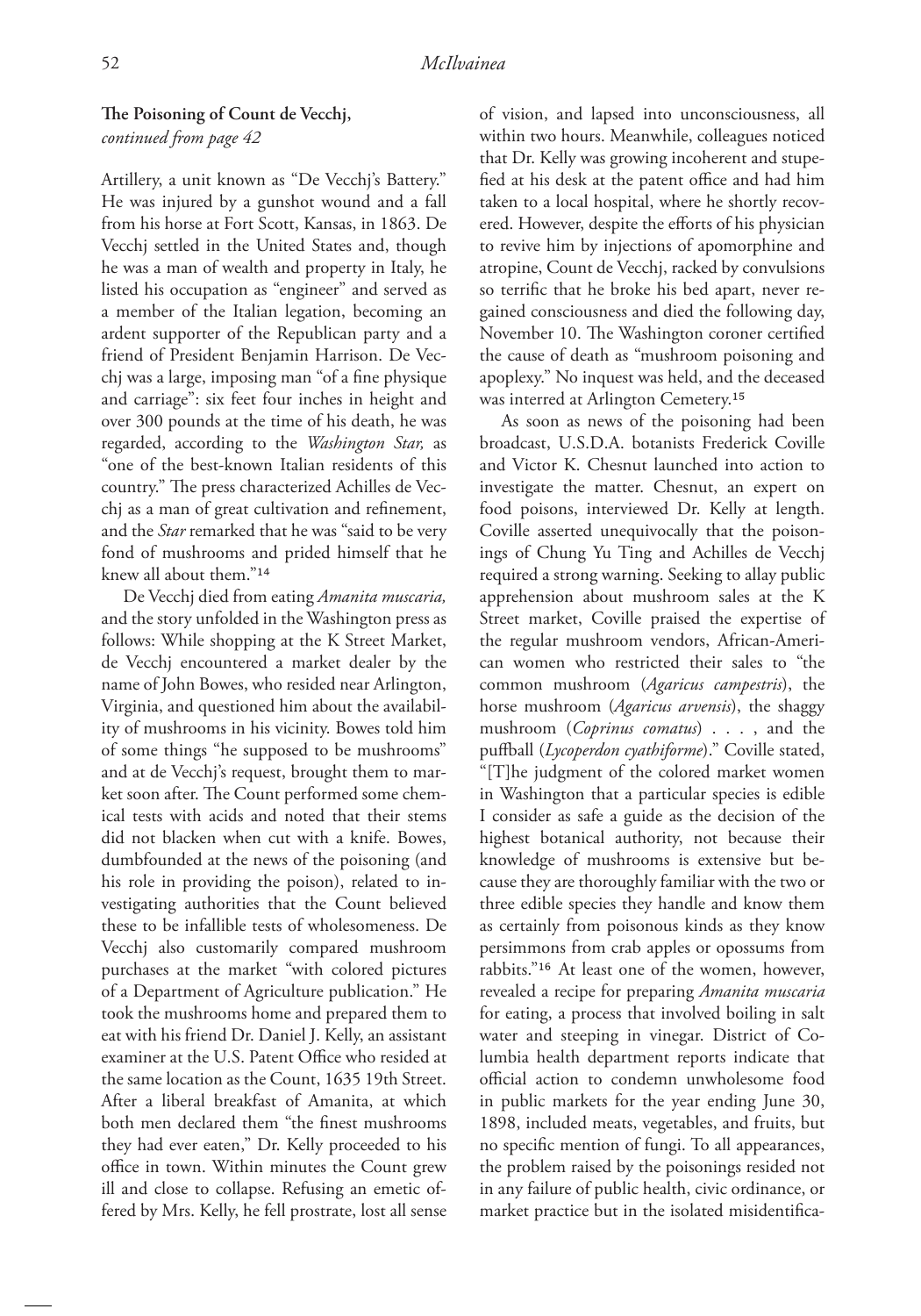**The Poisoning of Count de Vecchj,**
*continued from page 42*

Artillery, a unit known as "De Vecchj's Battery." He was injured by a gunshot wound and a fall from his horse at Fort Scott, Kansas, in 1863. De Vecchj settled in the United States and, though he was a man of wealth and property in Italy, he listed his occupation as "engineer" and served as a member of the Italian legation, becoming an ardent supporter of the Republican party and a friend of President Benjamin Harrison. De Vecchj was a large, imposing man "of a fine physique and carriage": six feet four inches in height and over 300 pounds at the time of his death, he was regarded, according to the *Washington Star,* as "one of the best-known Italian residents of this country." The press characterized Achilles de Vecchj as a man of great cultivation and refinement, and the *Star* remarked that he was "said to be very fond of mushrooms and prided himself that he knew all about them."[14]

De Vecchj died from eating *Amanita muscaria,* and the story unfolded in the Washington press as follows: While shopping at the K Street Market, de Vecchj encountered a market dealer by the name of John Bowes, who resided near Arlington, Virginia, and questioned him about the availability of mushrooms in his vicinity. Bowes told him of some things "he supposed to be mushrooms" and at de Vecchj's request, brought them to market soon after. The Count performed some chemical tests with acids and noted that their stems did not blacken when cut with a knife. Bowes, dumbfounded at the news of the poisoning (and his role in providing the poison), related to investigating authorities that the Count believed these to be infallible tests of wholesomeness. De Vecchj also customarily compared mushroom purchases at the market "with colored pictures of a Department of Agriculture publication." He took the mushrooms home and prepared them to eat with his friend Dr. Daniel J. Kelly, an assistant examiner at the U.S. Patent Office who resided at the same location as the Count, 1635 19th Street. After a liberal breakfast of Amanita, at which both men declared them "the finest mushrooms they had ever eaten," Dr. Kelly proceeded to his office in town. Within minutes the Count grew ill and close to collapse. Refusing an emetic offered by Mrs. Kelly, he fell prostrate, lost all sense of vision, and lapsed into unconsciousness, all within two hours. Meanwhile, colleagues noticed that Dr. Kelly was growing incoherent and stupefied at his desk at the patent office and had him taken to a local hospital, where he shortly recovered. However, despite the efforts of his physician to revive him by injections of apomorphine and atropine, Count de Vecchj, racked by convulsions so terrific that he broke his bed apart, never regained consciousness and died the following day, November 10. The Washington coroner certified the cause of death as "mushroom poisoning and apoplexy." No inquest was held, and the deceased was interred at Arlington Cemetery.[15]

As soon as news of the poisoning had been broadcast, U.S.D.A. botanists Frederick Coville and Victor K. Chesnut launched into action to investigate the matter. Chesnut, an expert on food poisons, interviewed Dr. Kelly at length. Coville asserted unequivocally that the poisonings of Chung Yu Ting and Achilles de Vecchj required a strong warning. Seeking to allay public apprehension about mushroom sales at the K Street market, Coville praised the expertise of the regular mushroom vendors, African-American women who restricted their sales to "the common mushroom (*Agaricus campestris*), the horse mushroom (*Agaricus arvensis*), the shaggy mushroom (*Coprinus comatus*) . . . , and the puffball (*Lycoperdon cyathiforme*)." Coville stated, "[T]he judgment of the colored market women in Washington that a particular species is edible I consider as safe a guide as the decision of the highest botanical authority, not because their knowledge of mushrooms is extensive but because they are thoroughly familiar with the two or three edible species they handle and know them as certainly from poisonous kinds as they know persimmons from crab apples or opossums from rabbits."[16] At least one of the women, however, revealed a recipe for preparing *Amanita muscaria* for eating, a process that involved boiling in salt water and steeping in vinegar. District of Columbia health department reports indicate that official action to condemn unwholesome food in public markets for the year ending June 30, 1898, included meats, vegetables, and fruits, but no specific mention of fungi. To all appearances, the problem raised by the poisonings resided not in any failure of public health, civic ordinance, or market practice but in the isolated misidentifica-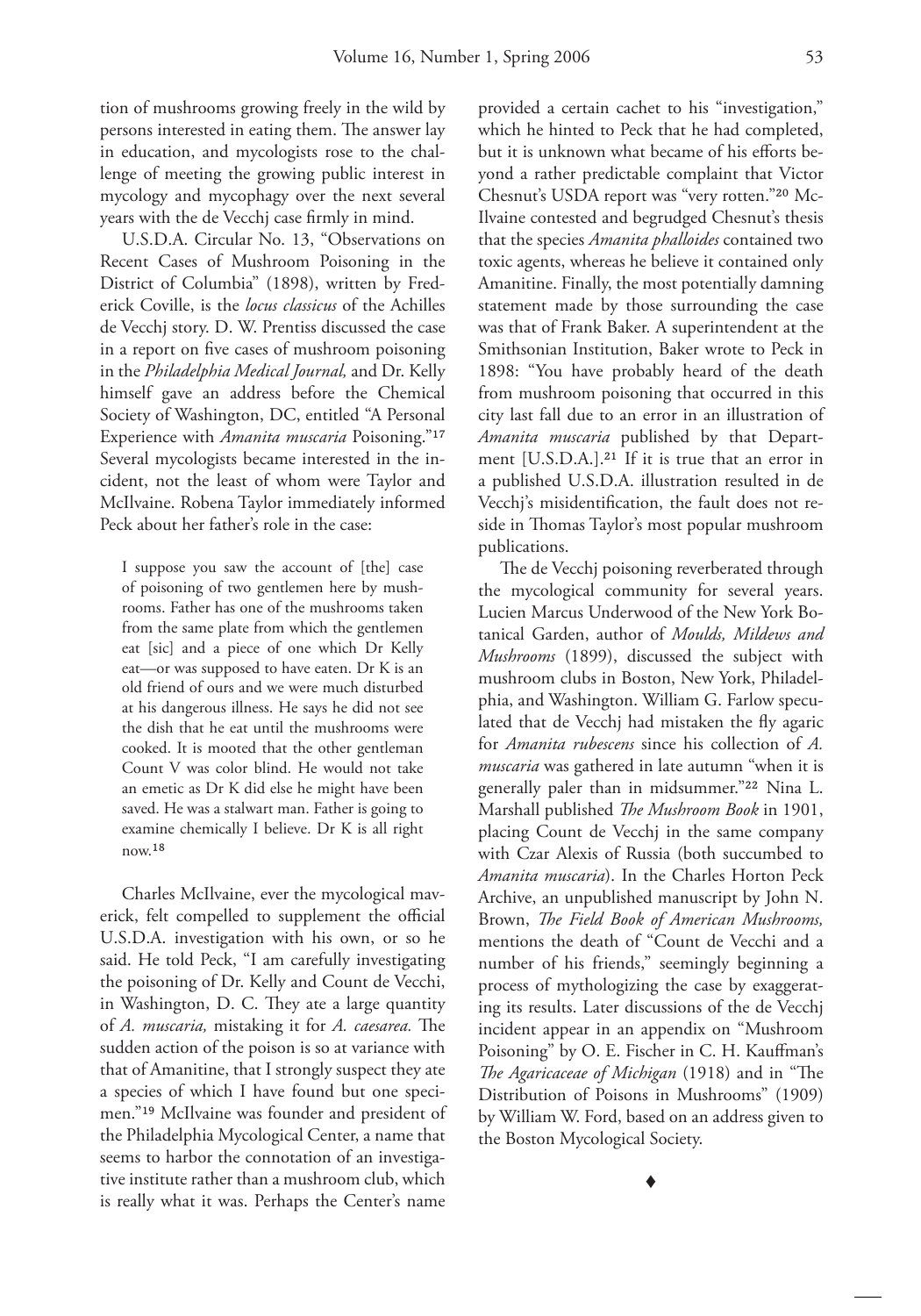tion of mushrooms growing freely in the wild by persons interested in eating them. The answer lay in education, and mycologists rose to the challenge of meeting the growing public interest in mycology and mycophagy over the next several years with the de Vecchj case firmly in mind.

U.S.D.A. Circular No. 13, "Observations on Recent Cases of Mushroom Poisoning in the District of Columbia" (1898), written by Frederick Coville, is the *locus classicus* of the Achilles de Vecchj story. D. W. Prentiss discussed the case in a report on five cases of mushroom poisoning in the *Philadelphia Medical Journal,* and Dr. Kelly himself gave an address before the Chemical Society of Washington, DC, entitled "A Personal Experience with *Amanita muscaria* Poisoning."[17] Several mycologists became interested in the incident, not the least of whom were Taylor and McIlvaine. Robena Taylor immediately informed Peck about her father's role in the case:

> I suppose you saw the account of [the] case of poisoning of two gentlemen here by mushrooms. Father has one of the mushrooms taken from the same plate from which the gentlemen eat [sic] and a piece of one which Dr Kelly eat—or was supposed to have eaten. Dr K is an old friend of ours and we were much disturbed at his dangerous illness. He says he did not see the dish that he eat until the mushrooms were cooked. It is mooted that the other gentleman Count V was color blind. He would not take an emetic as Dr K did else he might have been saved. He was a stalwart man. Father is going to examine chemically I believe. Dr K is all right now.[18]

Charles McIlvaine, ever the mycological maverick, felt compelled to supplement the official U.S.D.A. investigation with his own, or so he said. He told Peck, "I am carefully investigating the poisoning of Dr. Kelly and Count de Vecchi, in Washington, D. C. They ate a large quantity of *A. muscaria,* mistaking it for *A. caesarea.* The sudden action of the poison is so at variance with that of Amanitine, that I strongly suspect they ate a species of which I have found but one specimen."[19] McIlvaine was founder and president of the Philadelphia Mycological Center, a name that seems to harbor the connotation of an investigative institute rather than a mushroom club, which is really what it was. Perhaps the Center's name provided a certain cachet to his "investigation," which he hinted to Peck that he had completed, but it is unknown what became of his efforts beyond a rather predictable complaint that Victor Chesnut's USDA report was "very rotten."[20] McIlvaine contested and begrudged Chesnut's thesis that the species *Amanita phalloides* contained two toxic agents, whereas he believe it contained only Amanitine. Finally, the most potentially damning statement made by those surrounding the case was that of Frank Baker. A superintendent at the Smithsonian Institution, Baker wrote to Peck in 1898: "You have probably heard of the death from mushroom poisoning that occurred in this city last fall due to an error in an illustration of *Amanita muscaria* published by that Department [U.S.D.A.].[21] If it is true that an error in a published U.S.D.A. illustration resulted in de Vecchj's misidentification, the fault does not reside in Thomas Taylor's most popular mushroom publications.

The de Vecchj poisoning reverberated through the mycological community for several years. Lucien Marcus Underwood of the New York Botanical Garden, author of *Moulds, Mildews and Mushrooms* (1899), discussed the subject with mushroom clubs in Boston, New York, Philadelphia, and Washington. William G. Farlow speculated that de Vecchj had mistaken the fly agaric for *Amanita rubescens* since his collection of *A. muscaria* was gathered in late autumn "when it is generally paler than in midsummer."[22] Nina L. Marshall published *The Mushroom Book* in 1901, placing Count de Vecchj in the same company with Czar Alexis of Russia (both succumbed to *Amanita muscaria*). In the Charles Horton Peck Archive, an unpublished manuscript by John N. Brown, *The Field Book of American Mushrooms,* mentions the death of "Count de Vecchi and a number of his friends," seemingly beginning a process of mythologizing the case by exaggerating its results. Later discussions of the de Vecchj incident appear in an appendix on "Mushroom Poisoning" by O. E. Fischer in C. H. Kauffman's *The Agaricaceae of Michigan* (1918) and in "The Distribution of Poisons in Mushrooms" (1909) by William W. Ford, based on an address given to the Boston Mycological Society.

♦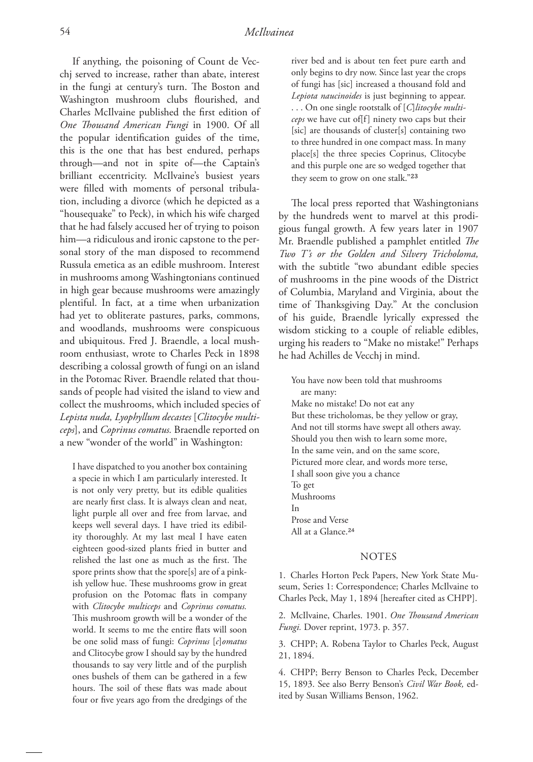If anything, the poisoning of Count de Vecchj served to increase, rather than abate, interest in the fungi at century's turn. The Boston and Washington mushroom clubs flourished, and Charles McIlvaine published the first edition of *One Thousand American Fungi* in 1900. Of all the popular identification guides of the time, this is the one that has best endured, perhaps through—and not in spite of—the Captain's brilliant eccentricity. McIlvaine's busiest years were filled with moments of personal tribulation, including a divorce (which he depicted as a "housequake" to Peck), in which his wife charged that he had falsely accused her of trying to poison him—a ridiculous and ironic capstone to the personal story of the man disposed to recommend Russula emetica as an edible mushroom. Interest in mushrooms among Washingtonians continued in high gear because mushrooms were amazingly plentiful. In fact, at a time when urbanization had yet to obliterate pastures, parks, commons, and woodlands, mushrooms were conspicuous and ubiquitous. Fred J. Braendle, a local mushroom enthusiast, wrote to Charles Peck in 1898 describing a colossal growth of fungi on an island in the Potomac River. Braendle related that thousands of people had visited the island to view and collect the mushrooms, which included species of *Lepista nuda, Lyophyllum decastes* [*Clitocybe multiceps*], and *Coprinus comatus.* Braendle reported on a new "wonder of the world" in Washington:

> I have dispatched to you another box containing a specie in which I am particularly interested. It is not only very pretty, but its edible qualities are nearly first class. It is always clean and neat, light purple all over and free from larvae, and keeps well several days. I have tried its edibility thoroughly. At my last meal I have eaten eighteen good-sized plants fried in butter and relished the last one as much as the first. The spore prints show that the spore[s] are of a pinkish yellow hue. These mushrooms grow in great profusion on the Potomac flats in company with *Clitocybe multiceps* and *Coprinus comatus.* This mushroom growth will be a wonder of the world. It seems to me the entire flats will soon be one solid mass of fungi: *Coprinus* [*c*]*omatus* and Clitocybe grow I should say by the hundred thousands to say very little and of the purplish ones bushels of them can be gathered in a few hours. The soil of these flats was made about four or five years ago from the dredgings of the river bed and is about ten feet pure earth and only begins to dry now. Since last year the crops of fungi has [sic] increased a thousand fold and *Lepiota naucinoides* is just beginning to appear. . . . On one single rootstalk of [*C*]*litocybe multiceps* we have cut of[f] ninety two caps but their [sic] are thousands of cluster[s] containing two to three hundred in one compact mass. In many place[s] the three species Coprinus, Clitocybe and this purple one are so wedged together that they seem to grow on one stalk."[23]

The local press reported that Washingtonians by the hundreds went to marvel at this prodigious fungal growth. A few years later in 1907 Mr. Braendle published a pamphlet entitled *The Two T's or the Golden and Silvery Tricholoma,* with the subtitle "two abundant edible species of mushrooms in the pine woods of the District of Columbia, Maryland and Virginia, about the time of Thanksgiving Day." At the conclusion of his guide, Braendle lyrically expressed the wisdom sticking to a couple of reliable edibles, urging his readers to "Make no mistake!" Perhaps he had Achilles de Vecchj in mind.

> You have now been told that mushrooms
> are many:
> Make no mistake! Do not eat any
> But these tricholomas, be they yellow or gray,
> And not till storms have swept all others away.
> Should you then wish to learn some more,
> In the same vein, and on the same score,
> Pictured more clear, and words more terse,
> I shall soon give you a chance
> To get
> Mushrooms
> In
> Prose and Verse
> All at a Glance.[24]

## NOTES

1. Charles Horton Peck Papers, New York State Museum, Series 1: Correspondence; Charles McIlvaine to Charles Peck, May 1, 1894 [hereafter cited as CHPP].

2. McIlvaine, Charles. 1901. *One Thousand American Fungi.* Dover reprint, 1973. p. 357.

3. CHPP; A. Robena Taylor to Charles Peck, August 21, 1894.

4. CHPP; Berry Benson to Charles Peck, December 15, 1893. See also Berry Benson's *Civil War Book,* edited by Susan Williams Benson, 1962.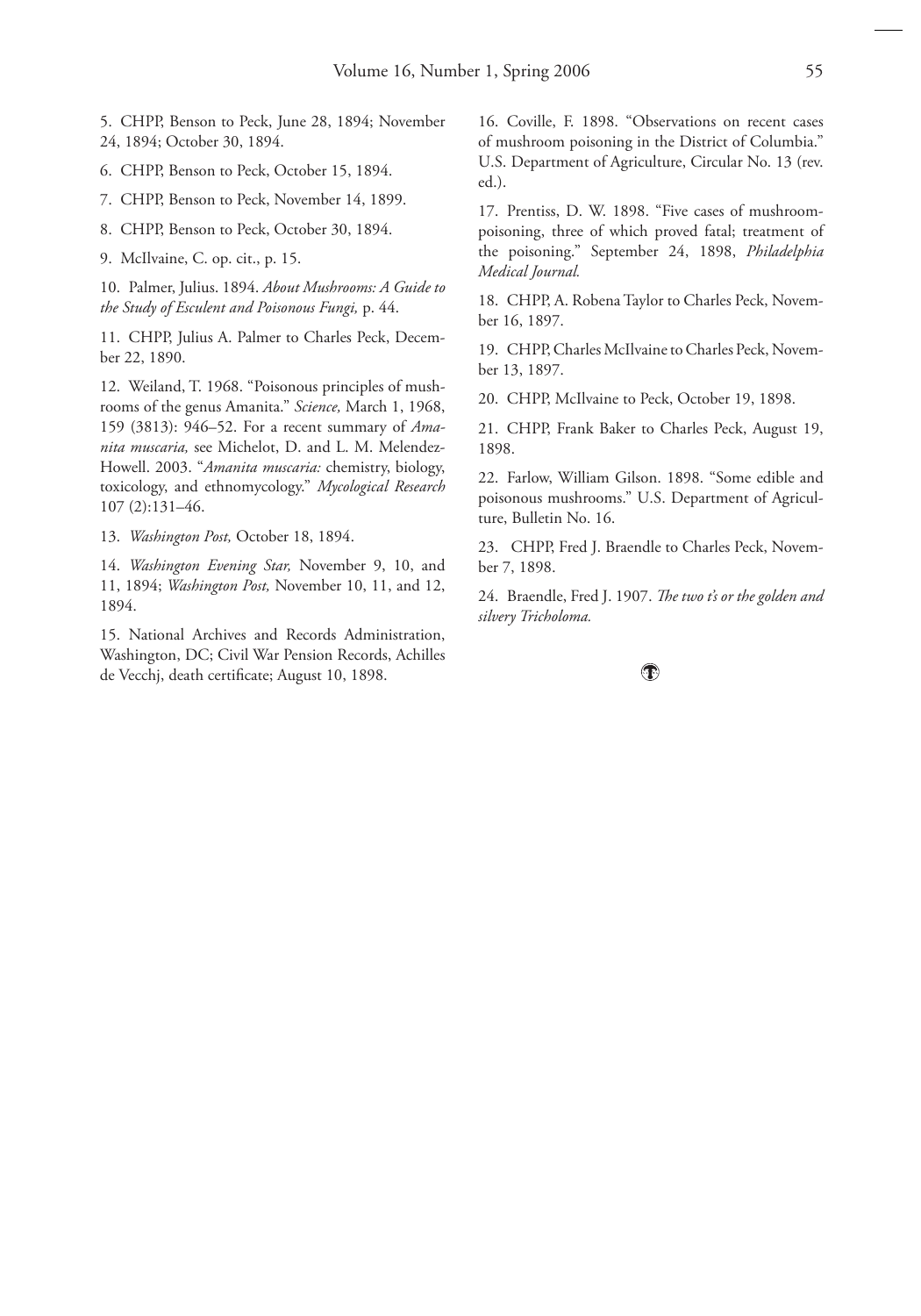5. CHPP, Benson to Peck, June 28, 1894; November 24, 1894; October 30, 1894.

6. CHPP, Benson to Peck, October 15, 1894.

7. CHPP, Benson to Peck, November 14, 1899.

8. CHPP, Benson to Peck, October 30, 1894.

9. McIlvaine, C. op. cit., p. 15.

10. Palmer, Julius. 1894. *About Mushrooms: A Guide to the Study of Esculent and Poisonous Fungi,* p. 44.

11. CHPP, Julius A. Palmer to Charles Peck, December 22, 1890.

12. Weiland, T. 1968. "Poisonous principles of mushrooms of the genus Amanita." *Science,* March 1, 1968, 159 (3813): 946–52. For a recent summary of *Amanita muscaria,* see Michelot, D. and L. M. Melendez-Howell. 2003. "*Amanita muscaria:* chemistry, biology, toxicology, and ethnomycology." *Mycological Research* 107 (2):131–46.

13. *Washington Post,* October 18, 1894.

14. *Washington Evening Star,* November 9, 10, and 11, 1894; *Washington Post,* November 10, 11, and 12, 1894.

15. National Archives and Records Administration, Washington, DC; Civil War Pension Records, Achilles de Vecchj, death certificate; August 10, 1898.

16. Coville, F. 1898. "Observations on recent cases of mushroom poisoning in the District of Columbia." U.S. Department of Agriculture, Circular No. 13 (rev. ed.).

17. Prentiss, D. W. 1898. "Five cases of mushroom-poisoning, three of which proved fatal; treatment of the poisoning." September 24, 1898, *Philadelphia Medical Journal.*

18. CHPP, A. Robena Taylor to Charles Peck, November 16, 1897.

19. CHPP, Charles McIlvaine to Charles Peck, November 13, 1897.

20. CHPP, McIlvaine to Peck, October 19, 1898.

21. CHPP, Frank Baker to Charles Peck, August 19, 1898.

22. Farlow, William Gilson. 1898. "Some edible and poisonous mushrooms." U.S. Department of Agriculture, Bulletin No. 16.

23. CHPP, Fred J. Braendle to Charles Peck, November 7, 1898.

24. Braendle, Fred J. 1907. *The two t's or the golden and silvery Tricholoma.*